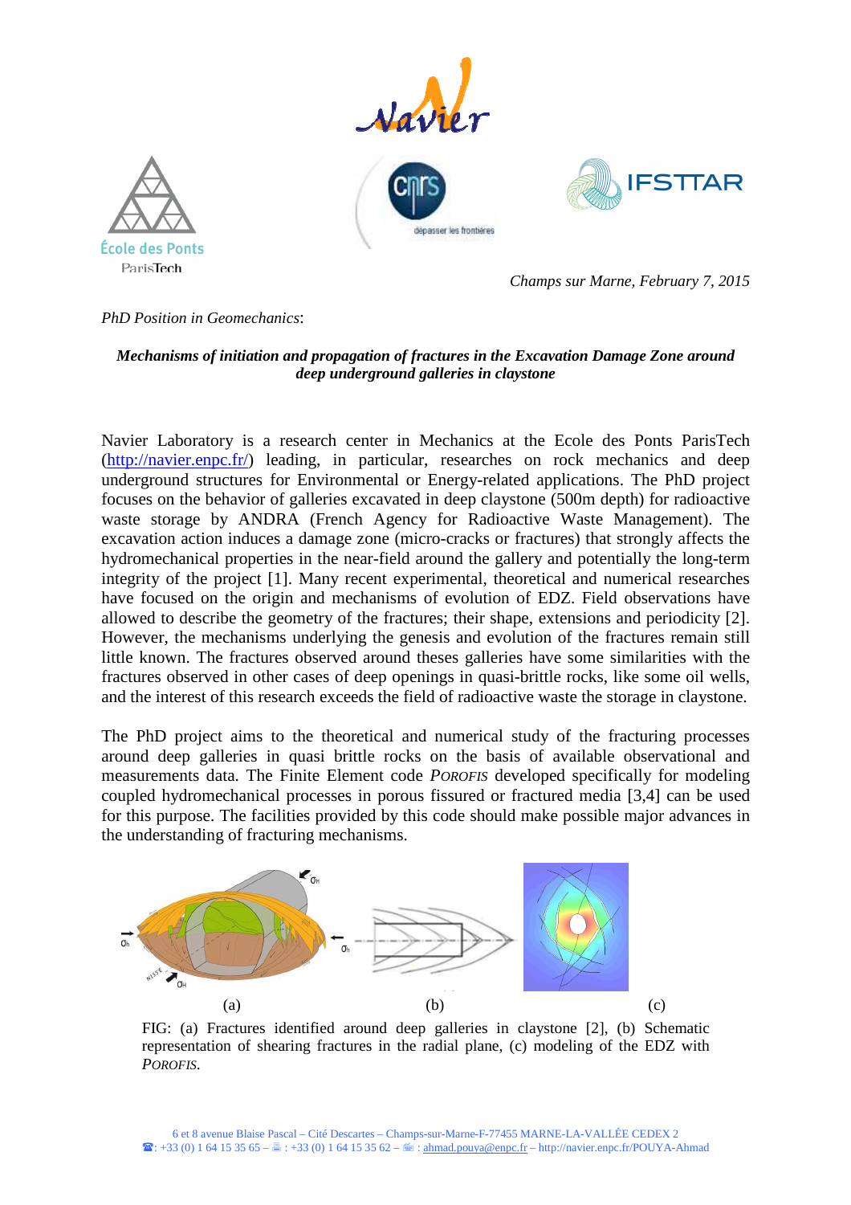Champs sur Marne, February 7, 2015

*PhD Position in Geomechanics*:

***Mechanisms of initiation and propagation of fractures in the Excavation Damage Zone around deep underground galleries in claystone***

Navier Laboratory is a research center in Mechanics at the Ecole des Ponts ParisTech (http://navier.enpc.fr/) leading, in particular, researches on rock mechanics and deep underground structures for Environmental or Energy-related applications. The PhD project focuses on the behavior of galleries excavated in deep claystone (500m depth) for radioactive waste storage by ANDRA (French Agency for Radioactive Waste Management). The excavation action induces a damage zone (micro-cracks or fractures) that strongly affects the hydromechanical properties in the near-field around the gallery and potentially the long-term integrity of the project [1]. Many recent experimental, theoretical and numerical researches have focused on the origin and mechanisms of evolution of EDZ. Field observations have allowed to describe the geometry of the fractures; their shape, extensions and periodicity [2]. However, the mechanisms underlying the genesis and evolution of the fractures remain still little known. The fractures observed around theses galleries have some similarities with the fractures observed in other cases of deep openings in quasi-brittle rocks, like some oil wells, and the interest of this research exceeds the field of radioactive waste the storage in claystone.

The PhD project aims to the theoretical and numerical study of the fracturing processes around deep galleries in quasi brittle rocks on the basis of available observational and measurements data. The Finite Element code *POROFIS* developed specifically for modeling coupled hydromechanical processes in porous fissured or fractured media [3,4] can be used for this purpose. The facilities provided by this code should make possible major advances in the understanding of fracturing mechanisms.

(a) (b) (c)

FIG: (a) Fractures identified around deep galleries in claystone [2], (b) Schematic representation of shearing fractures in the radial plane, (c) modeling of the EDZ with *POROFIS*.

6 et 8 avenue Blaise Pascal – Cité Descartes – Champs-sur-Marne-F-77455 MARNE-LA-VALLÉE CEDEX 2
: +33 (0) 1 64 15 35 65 – : +33 (0) 1 64 15 35 62 – : ahmad.pouya@enpc.fr – http://navier.enpc.fr/POUYA-Ahmad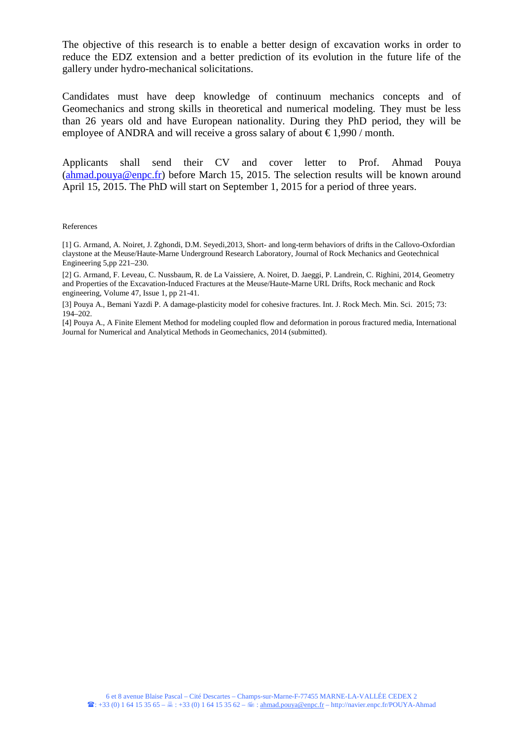The objective of this research is to enable a better design of excavation works in order to reduce the EDZ extension and a better prediction of its evolution in the future life of the gallery under hydro-mechanical solicitations.

Candidates must have deep knowledge of continuum mechanics concepts and of Geomechanics and strong skills in theoretical and numerical modeling. They must be less than 26 years old and have European nationality. During they PhD period, they will be employee of ANDRA and will receive a gross salary of about € 1,990 / month.

Applicants shall send their CV and cover letter to Prof. Ahmad Pouya (ahmad.pouya@enpc.fr) before March 15, 2015. The selection results will be known around April 15, 2015. The PhD will start on September 1, 2015 for a period of three years.

References

[1] G. Armand, A. Noiret, J. Zghondi, D.M. Seyedi,2013, Short- and long-term behaviors of drifts in the Callovo-Oxfordian claystone at the Meuse/Haute-Marne Underground Research Laboratory, Journal of Rock Mechanics and Geotechnical Engineering 5,pp 221–230.

[2] G. Armand, F. Leveau, C. Nussbaum, R. de La Vaissiere, A. Noiret, D. Jaeggi, P. Landrein, C. Righini, 2014, Geometry and Properties of the Excavation-Induced Fractures at the Meuse/Haute-Marne URL Drifts, Rock mechanic and Rock engineering, Volume 47, Issue 1, pp 21-41.

[3] Pouya A., Bemani Yazdi P. A damage-plasticity model for cohesive fractures. Int. J. Rock Mech. Min. Sci. 2015; 73: 194–202.

[4] Pouya A., A Finite Element Method for modeling coupled flow and deformation in porous fractured media, International Journal for Numerical and Analytical Methods in Geomechanics, 2014 (submitted).